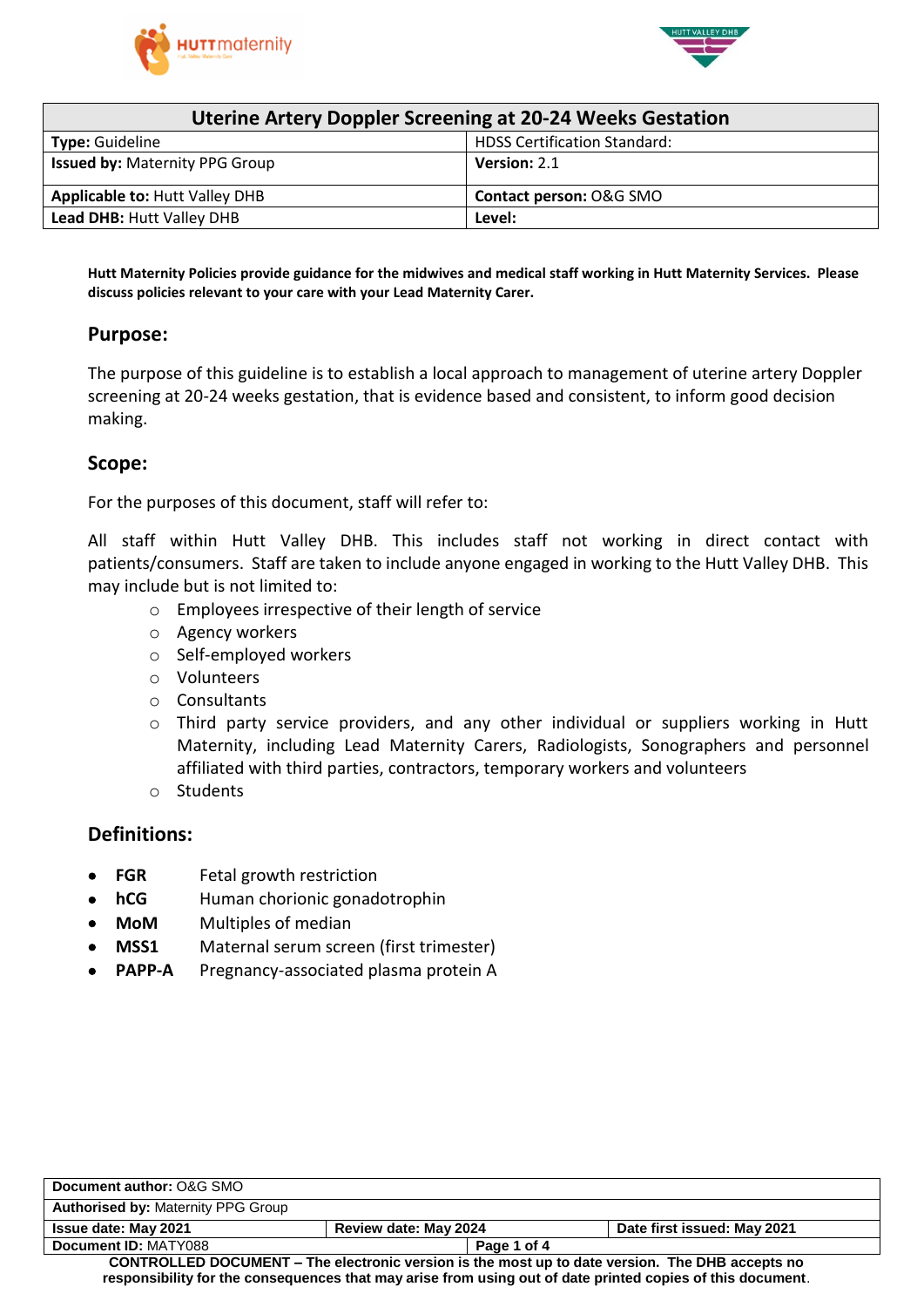| Uterine Artery Doppler Screening at 20-24 Weeks Gestation | |
|---|---|
| **Type:** Guideline | HDSS Certification Standard: |
| **Issued by:** Maternity PPG Group | **Version:** 2.1 |
| **Applicable to:** Hutt Valley DHB | **Contact person:** O&G SMO |
| **Lead DHB:** Hutt Valley DHB | **Level:** |

**Hutt Maternity Policies provide guidance for the midwives and medical staff working in Hutt Maternity Services. Please discuss policies relevant to your care with your Lead Maternity Carer.**

## Purpose:

The purpose of this guideline is to establish a local approach to management of uterine artery Doppler screening at 20-24 weeks gestation, that is evidence based and consistent, to inform good decision making.

## Scope:

For the purposes of this document, staff will refer to:

All staff within Hutt Valley DHB. This includes staff not working in direct contact with patients/consumers. Staff are taken to include anyone engaged in working to the Hutt Valley DHB. This may include but is not limited to:

- Employees irrespective of their length of service
- Agency workers
- Self-employed workers
- Volunteers
- Consultants
- Third party service providers, and any other individual or suppliers working in Hutt Maternity, including Lead Maternity Carers, Radiologists, Sonographers and personnel affiliated with third parties, contractors, temporary workers and volunteers
- Students

## Definitions:

- **FGR** Fetal growth restriction
- **hCG** Human chorionic gonadotrophin
- **MoM** Multiples of median
- **MSS1** Maternal serum screen (first trimester)
- **PAPP-A** Pregnancy-associated plasma protein A

| **Document author:** O&G SMO | | |
|---|---|---|
| **Authorised by:** Maternity PPG Group | | |
| **Issue date: May 2021** | **Review date: May 2024** | **Date first issued: May 2021** |
| **Document ID:** MATY088 | | |

**CONTROLLED DOCUMENT – The electronic version is the most up to date version. The DHB accepts no responsibility for the consequences that may arise from using out of date printed copies of this document.**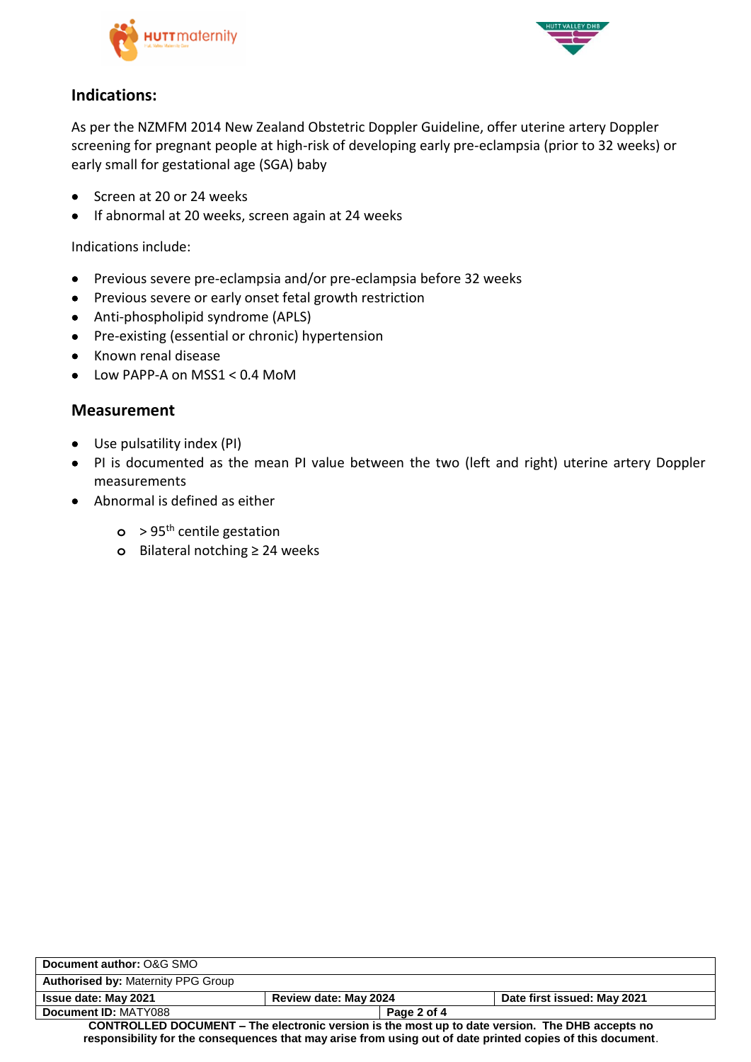## Indications:

As per the NZMFM 2014 New Zealand Obstetric Doppler Guideline, offer uterine artery Doppler screening for pregnant people at high-risk of developing early pre-eclampsia (prior to 32 weeks) or early small for gestational age (SGA) baby

- Screen at 20 or 24 weeks
- If abnormal at 20 weeks, screen again at 24 weeks

Indications include:

- Previous severe pre-eclampsia and/or pre-eclampsia before 32 weeks
- Previous severe or early onset fetal growth restriction
- Anti-phospholipid syndrome (APLS)
- Pre-existing (essential or chronic) hypertension
- Known renal disease
- Low PAPP-A on MSS1 < 0.4 MoM

## Measurement

- Use pulsatility index (PI)
- PI is documented as the mean PI value between the two (left and right) uterine artery Doppler measurements
- Abnormal is defined as either
    - > $95^{th}$ centile gestation
    - Bilateral notching ≥ 24 weeks

| Document author: O&G SMO | | |
|---|---|---|
| Authorised by: Maternity PPG Group | | |
| Issue date: May 2021 | Review date: May 2024 | Date first issued: May 2021 |
| Document ID: MATY088 | | |

**CONTROLLED DOCUMENT – The electronic version is the most up to date version. The DHB accepts no responsibility for the consequences that may arise from using out of date printed copies of this document.**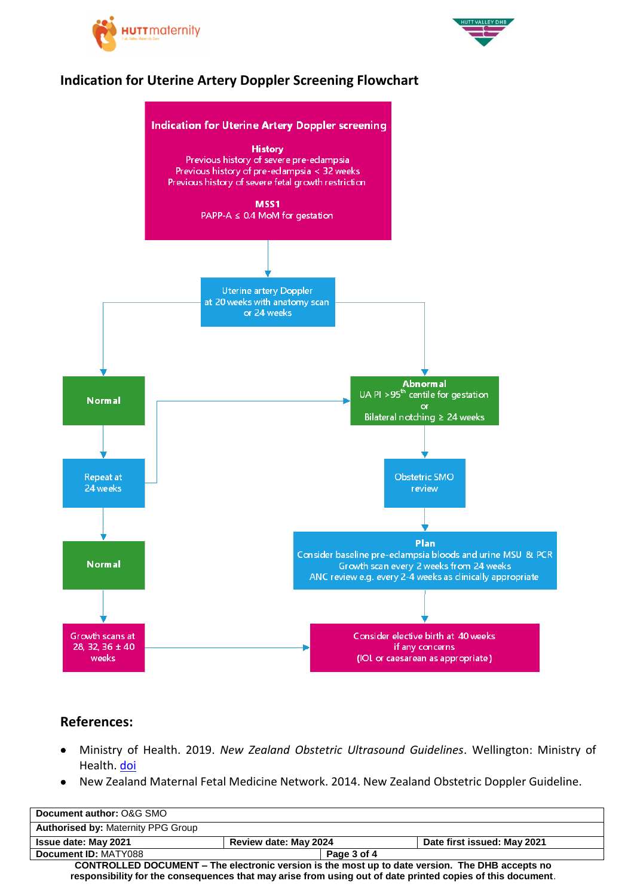## Indication for Uterine Artery Doppler Screening Flowchart

**Indication for Uterine Artery Doppler screening**

**History**
Previous history of severe pre-eclampsia
Previous history of pre-eclampsia < 32 weeks
Previous history of severe fetal growth restriction

**MSS1**
PAPP-A ≤ 0.4 MoM for gestation

↓

Uterine artery Doppler at 20 weeks with anatomy scan or 24 weeks

- **Normal**
  - ↓ Repeat at 24 weeks
    - If abnormal → **Abnormal** (see right pathway)
    - ↓ **Normal**
    - ↓ Growth scans at 28, 32, 36 ± 40 weeks
    - → Consider elective birth at 40 weeks if any concerns (IOL or caesarean as appropriate)
- **Abnormal**
  UA PI >95$^{th}$ centile for gestation
  or
  Bilateral notching ≥ 24 weeks
  - ↓ Obstetric SMO review
  - ↓ **Plan**
    Consider baseline pre-eclampsia bloods and urine MSU & PCR
    Growth scan every 2 weeks from 24 weeks
    ANC review e.g. every 2-4 weeks as clinically appropriate
  - ↓ Consider elective birth at 40 weeks if any concerns (IOL or caesarean as appropriate)

## References:

- Ministry of Health. 2019. *New Zealand Obstetric Ultrasound Guidelines*. Wellington: Ministry of Health. doi
- New Zealand Maternal Fetal Medicine Network. 2014. New Zealand Obstetric Doppler Guideline.

| **Document author:** O&G SMO | | |
|---|---|---|
| **Authorised by:** Maternity PPG Group | | |
| **Issue date: May 2021** | **Review date: May 2024** | **Date first issued: May 2021** |
| **Document ID:** MATY088 | | |

**CONTROLLED DOCUMENT – The electronic version is the most up to date version. The DHB accepts no responsibility for the consequences that may arise from using out of date printed copies of this document**.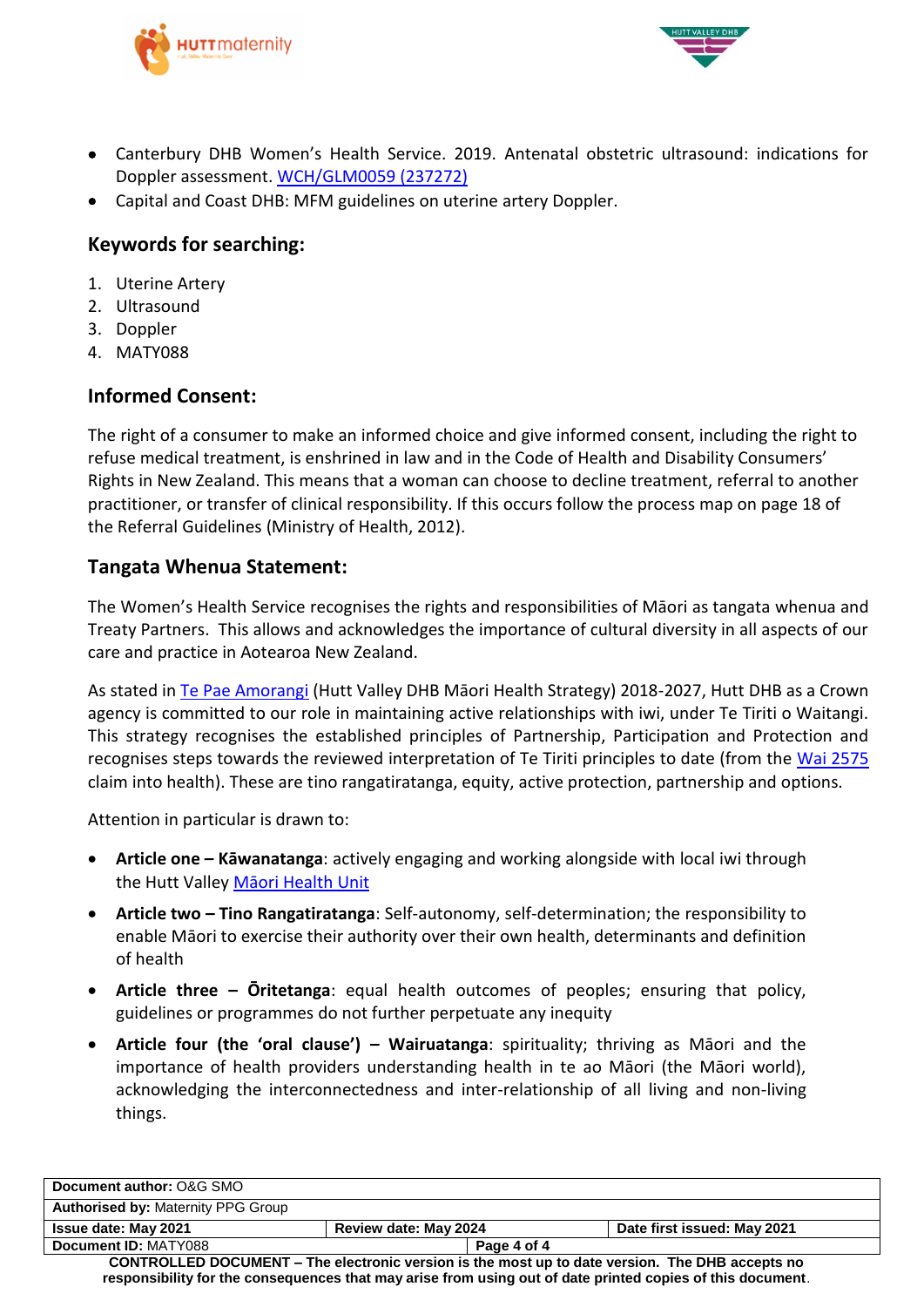- Canterbury DHB Women's Health Service. 2019. Antenatal obstetric ultrasound: indications for Doppler assessment. WCH/GLM0059 (237272)
- Capital and Coast DHB: MFM guidelines on uterine artery Doppler.

## Keywords for searching:

1. Uterine Artery
2. Ultrasound
3. Doppler
4. MATY088

## Informed Consent:

The right of a consumer to make an informed choice and give informed consent, including the right to refuse medical treatment, is enshrined in law and in the Code of Health and Disability Consumers' Rights in New Zealand. This means that a woman can choose to decline treatment, referral to another practitioner, or transfer of clinical responsibility. If this occurs follow the process map on page 18 of the Referral Guidelines (Ministry of Health, 2012).

## Tangata Whenua Statement:

The Women's Health Service recognises the rights and responsibilities of Māori as tangata whenua and Treaty Partners. This allows and acknowledges the importance of cultural diversity in all aspects of our care and practice in Aotearoa New Zealand.

As stated in Te Pae Amorangi (Hutt Valley DHB Māori Health Strategy) 2018-2027, Hutt DHB as a Crown agency is committed to our role in maintaining active relationships with iwi, under Te Tiriti o Waitangi. This strategy recognises the established principles of Partnership, Participation and Protection and recognises steps towards the reviewed interpretation of Te Tiriti principles to date (from the Wai 2575 claim into health). These are tino rangatiratanga, equity, active protection, partnership and options.

Attention in particular is drawn to:

- **Article one – Kāwanatanga**: actively engaging and working alongside with local iwi through the Hutt Valley Māori Health Unit
- **Article two – Tino Rangatiratanga**: Self-autonomy, self-determination; the responsibility to enable Māori to exercise their authority over their own health, determinants and definition of health
- **Article three – Ōritetanga**: equal health outcomes of peoples; ensuring that policy, guidelines or programmes do not further perpetuate any inequity
- **Article four (the 'oral clause') – Wairuatanga**: spirituality; thriving as Māori and the importance of health providers understanding health in te ao Māori (the Māori world), acknowledging the interconnectedness and inter-relationship of all living and non-living things.